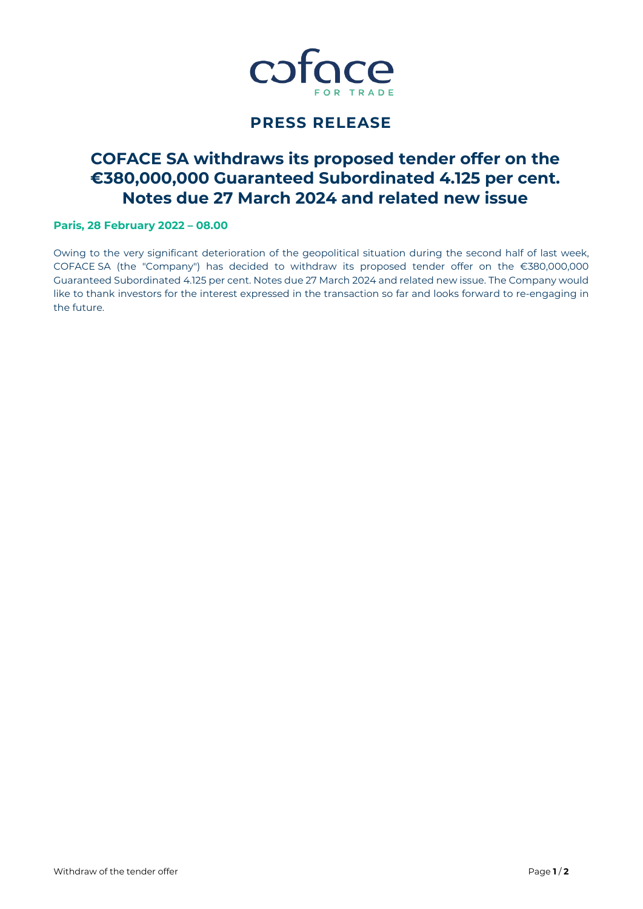coface

FOR TRADE

## PRESS RELEASE

# COFACE SA withdraws its proposed tender offer on the €380,000,000 Guaranteed Subordinated 4.125 per cent. Notes due 27 March 2024 and related new issue

**Paris, 28 February 2022 – 08.00**

Owing to the very significant deterioration of the geopolitical situation during the second half of last week, COFACE SA (the "Company") has decided to withdraw its proposed tender offer on the €380,000,000 Guaranteed Subordinated 4.125 per cent. Notes due 27 March 2024 and related new issue. The Company would like to thank investors for the interest expressed in the transaction so far and looks forward to re-engaging in the future.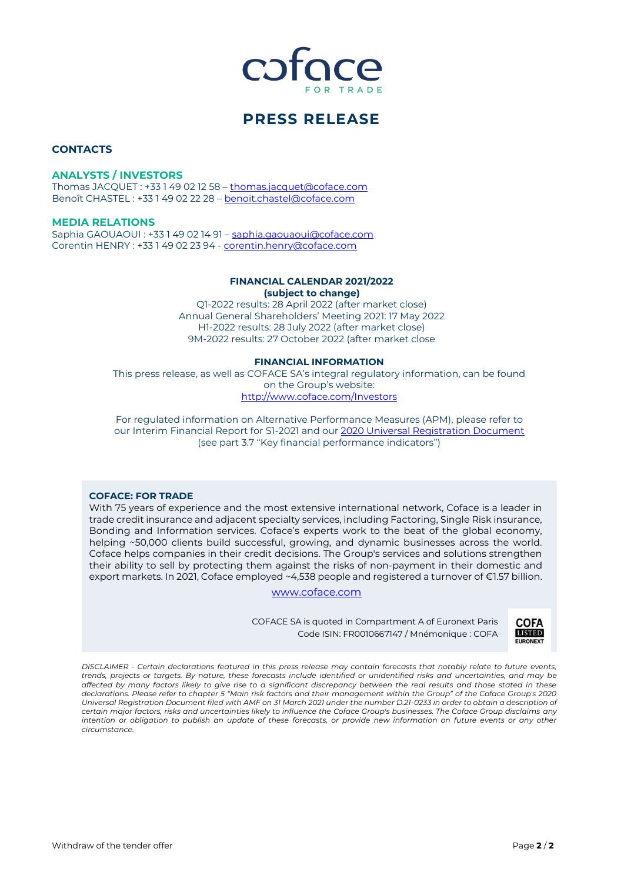# PRESS RELEASE

## CONTACTS

### ANALYSTS / INVESTORS

Thomas JACQUET : +33 1 49 02 12 58 – thomas.jacquet@coface.com
Benoît CHASTEL : +33 1 49 02 22 28 – benoit.chastel@coface.com

### MEDIA RELATIONS

Saphia GAOUAOUI : +33 1 49 02 14 91 – saphia.gaouaoui@coface.com
Corentin HENRY : +33 1 49 02 23 94 - corentin.henry@coface.com

**FINANCIAL CALENDAR 2021/2022**
**(subject to change)**

Q1-2022 results: 28 April 2022 (after market close)
Annual General Shareholders' Meeting 2021: 17 May 2022
H1-2022 results: 28 July 2022 (after market close)
9M-2022 results: 27 October 2022 (after market close

**FINANCIAL INFORMATION**

This press release, as well as COFACE SA's integral regulatory information, can be found on the Group's website:
http://www.coface.com/Investors

For regulated information on Alternative Performance Measures (APM), please refer to our Interim Financial Report for S1-2021 and our 2020 Universal Registration Document (see part 3.7 "Key financial performance indicators")

**COFACE: FOR TRADE**

With 75 years of experience and the most extensive international network, Coface is a leader in trade credit insurance and adjacent specialty services, including Factoring, Single Risk insurance, Bonding and Information services. Coface's experts work to the beat of the global economy, helping ~50,000 clients build successful, growing, and dynamic businesses across the world. Coface helps companies in their credit decisions. The Group's services and solutions strengthen their ability to sell by protecting them against the risks of non-payment in their domestic and export markets. In 2021, Coface employed ~4,538 people and registered a turnover of €1.57 billion.

www.coface.com

COFACE SA is quoted in Compartment A of Euronext Paris
Code ISIN: FR0010667147 / Mnémonique : COFA

*DISCLAIMER - Certain declarations featured in this press release may contain forecasts that notably relate to future events, trends, projects or targets. By nature, these forecasts include identified or unidentified risks and uncertainties, and may be affected by many factors likely to give rise to a significant discrepancy between the real results and those stated in these declarations. Please refer to chapter 5 "Main risk factors and their management within the Group" of the Coface Group's 2020 Universal Registration Document filed with AMF on 31 March 2021 under the number D.21-0233 in order to obtain a description of certain major factors, risks and uncertainties likely to influence the Coface Group's businesses. The Coface Group disclaims any intention or obligation to publish an update of these forecasts, or provide new information on future events or any other circumstance.*